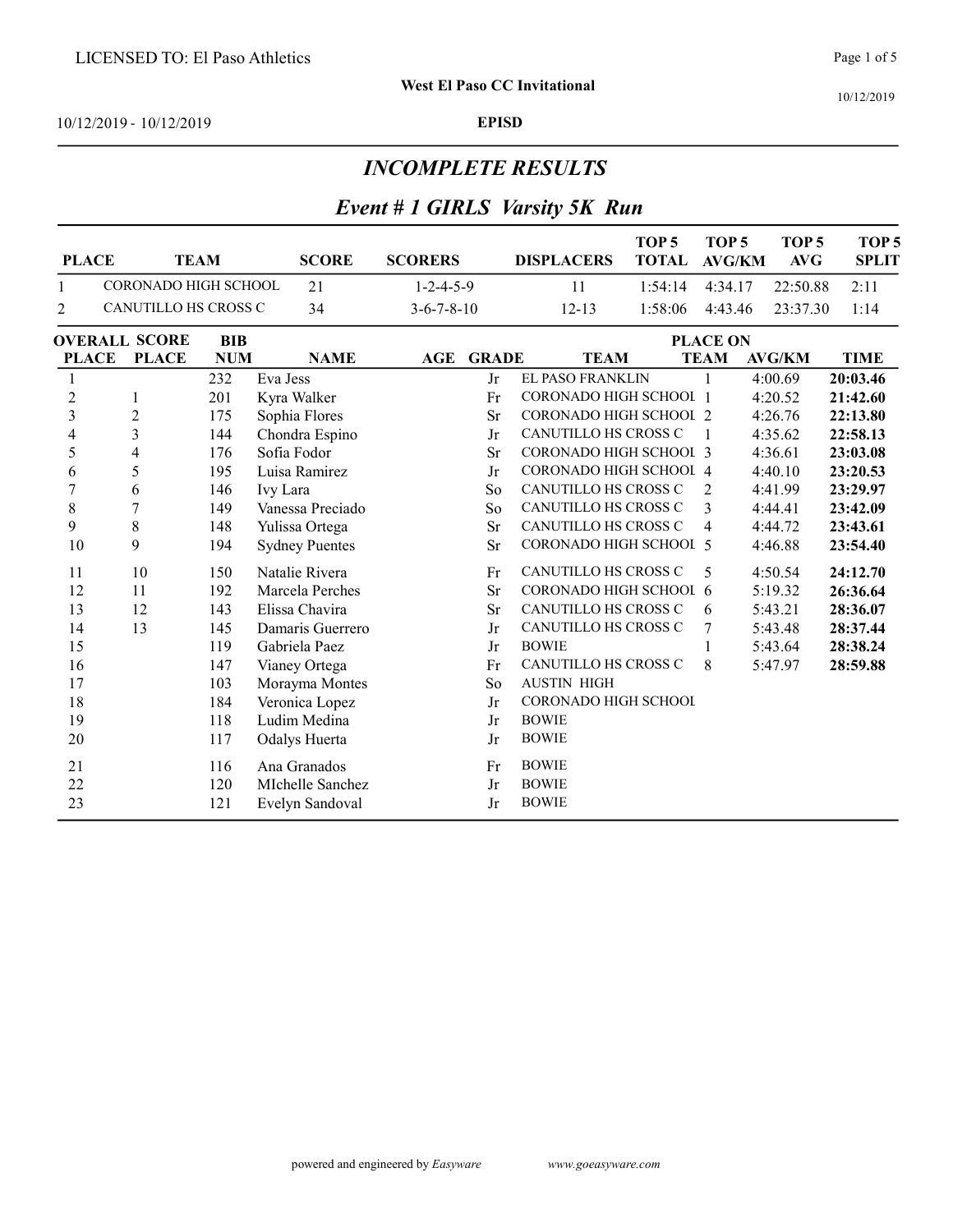LICENSED TO: El Paso Athletics

**West El Paso CC Invitational**

10/12/2019 - 10/12/2019

**EPISD**

## *INCOMPLETE RESULTS*

## *Event # 1 GIRLS Varsity 5K Run*

| PLACE | TEAM | SCORE | SCORERS | DISPLACERS | TOP 5 TOTAL | TOP 5 AVG/KM | TOP 5 AVG | TOP 5 SPLIT |
|---|---|---|---|---|---|---|---|---|
| 1 | CORONADO HIGH SCHOOL | 21 | 1-2-4-5-9 | 11 | 1:54:14 | 4:34.17 | 22:50.88 | 2:11 |
| 2 | CANUTILLO HS CROSS C | 34 | 3-6-7-8-10 | 12-13 | 1:58:06 | 4:43.46 | 23:37.30 | 1:14 |

| OVERALL PLACE | SCORE PLACE | BIB NUM | NAME | AGE | GRADE | TEAM | PLACE ON TEAM | AVG/KM | TIME |
|---|---|---|---|---|---|---|---|---|---|
| 1 | | 232 | Eva Jess | | Jr | EL PASO FRANKLIN | 1 | 4:00.69 | **20:03.46** |
| 2 | 1 | 201 | Kyra Walker | | Fr | CORONADO HIGH SCHOOL | 1 | 4:20.52 | **21:42.60** |
| 3 | 2 | 175 | Sophia Flores | | Sr | CORONADO HIGH SCHOOL | 2 | 4:26.76 | **22:13.80** |
| 4 | 3 | 144 | Chondra Espino | | Jr | CANUTILLO HS CROSS C | 1 | 4:35.62 | **22:58.13** |
| 5 | 4 | 176 | Sofia Fodor | | Sr | CORONADO HIGH SCHOOL | 3 | 4:36.61 | **23:03.08** |
| 6 | 5 | 195 | Luisa Ramirez | | Jr | CORONADO HIGH SCHOOL | 4 | 4:40.10 | **23:20.53** |
| 7 | 6 | 146 | Ivy Lara | | So | CANUTILLO HS CROSS C | 2 | 4:41.99 | **23:29.97** |
| 8 | 7 | 149 | Vanessa Preciado | | So | CANUTILLO HS CROSS C | 3 | 4:44.41 | **23:42.09** |
| 9 | 8 | 148 | Yulissa Ortega | | Sr | CANUTILLO HS CROSS C | 4 | 4:44.72 | **23:43.61** |
| 10 | 9 | 194 | Sydney Puentes | | Sr | CORONADO HIGH SCHOOL | 5 | 4:46.88 | **23:54.40** |
| 11 | 10 | 150 | Natalie Rivera | | Fr | CANUTILLO HS CROSS C | 5 | 4:50.54 | **24:12.70** |
| 12 | 11 | 192 | Marcela Perches | | Sr | CORONADO HIGH SCHOOL | 6 | 5:19.32 | **26:36.64** |
| 13 | 12 | 143 | Elissa Chavira | | Sr | CANUTILLO HS CROSS C | 6 | 5:43.21 | **28:36.07** |
| 14 | 13 | 145 | Damaris Guerrero | | Jr | CANUTILLO HS CROSS C | 7 | 5:43.48 | **28:37.44** |
| 15 | | 119 | Gabriela Paez | | Jr | BOWIE | 1 | 5:43.64 | **28:38.24** |
| 16 | | 147 | Vianey Ortega | | Fr | CANUTILLO HS CROSS C | 8 | 5:47.97 | **28:59.88** |
| 17 | | 103 | Morayma Montes | | So | AUSTIN HIGH | | | |
| 18 | | 184 | Veronica Lopez | | Jr | CORONADO HIGH SCHOOL | | | |
| 19 | | 118 | Ludim Medina | | Jr | BOWIE | | | |
| 20 | | 117 | Odalys Huerta | | Jr | BOWIE | | | |
| 21 | | 116 | Ana Granados | | Fr | BOWIE | | | |
| 22 | | 120 | MIchelle Sanchez | | Jr | BOWIE | | | |
| 23 | | 121 | Evelyn Sandoval | | Jr | BOWIE | | | |

powered and engineered by *Easyware* www.goeasyware.com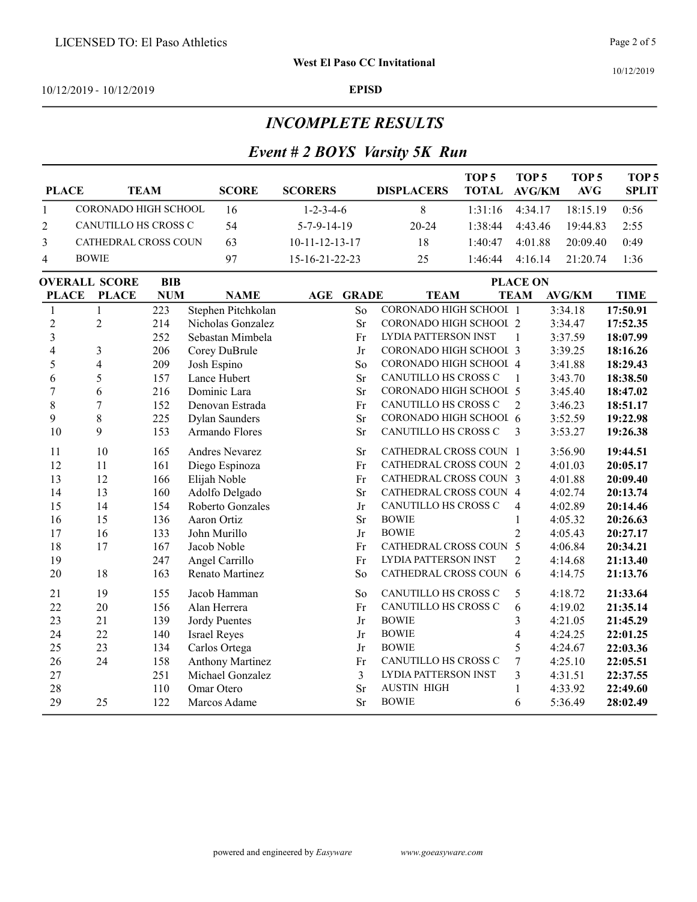LICENSED TO: El Paso Athletics

**West El Paso CC Invitational**

10/12/2019 - 10/12/2019

**EPISD**

## *INCOMPLETE RESULTS*

## *Event # 2 BOYS Varsity 5K Run*

| PLACE | TEAM | SCORE | SCORERS | DISPLACERS | TOP 5 TOTAL | TOP 5 AVG/KM | TOP 5 AVG | TOP 5 SPLIT |
|---|---|---|---|---|---|---|---|---|
| 1 | CORONADO HIGH SCHOOL | 16 | 1-2-3-4-6 | 8 | 1:31:16 | 4:34.17 | 18:15.19 | 0:56 |
| 2 | CANUTILLO HS CROSS C | 54 | 5-7-9-14-19 | 20-24 | 1:38:44 | 4:43.46 | 19:44.83 | 2:55 |
| 3 | CATHEDRAL CROSS COUN | 63 | 10-11-12-13-17 | 18 | 1:40:47 | 4:01.88 | 20:09.40 | 0:49 |
| 4 | BOWIE | 97 | 15-16-21-22-23 | 25 | 1:46:44 | 4:16.14 | 21:20.74 | 1:36 |

| OVERALL PLACE | SCORE PLACE | BIB NUM | NAME | AGE | GRADE | TEAM | PLACE ON TEAM | AVG/KM | TIME |
|---|---|---|---|---|---|---|---|---|---|
| 1 | 1 | 223 | Stephen Pitchkolan | | So | CORONADO HIGH SCHOOL | 1 | 3:34.18 | **17:50.91** |
| 2 | 2 | 214 | Nicholas Gonzalez | | Sr | CORONADO HIGH SCHOOL | 2 | 3:34.47 | **17:52.35** |
| 3 | | 252 | Sebastan Mimbela | | Fr | LYDIA PATTERSON INST | 1 | 3:37.59 | **18:07.99** |
| 4 | 3 | 206 | Corey DuBrule | | Jr | CORONADO HIGH SCHOOL | 3 | 3:39.25 | **18:16.26** |
| 5 | 4 | 209 | Josh Espino | | So | CORONADO HIGH SCHOOL | 4 | 3:41.88 | **18:29.43** |
| 6 | 5 | 157 | Lance Hubert | | Sr | CANUTILLO HS CROSS C | 1 | 3:43.70 | **18:38.50** |
| 7 | 6 | 216 | Dominic Lara | | Sr | CORONADO HIGH SCHOOL | 5 | 3:45.40 | **18:47.02** |
| 8 | 7 | 152 | Denovan Estrada | | Fr | CANUTILLO HS CROSS C | 2 | 3:46.23 | **18:51.17** |
| 9 | 8 | 225 | Dylan Saunders | | Sr | CORONADO HIGH SCHOOL | 6 | 3:52.59 | **19:22.98** |
| 10 | 9 | 153 | Armando Flores | | Sr | CANUTILLO HS CROSS C | 3 | 3:53.27 | **19:26.38** |
| 11 | 10 | 165 | Andres Nevarez | | Sr | CATHEDRAL CROSS COUN | 1 | 3:56.90 | **19:44.51** |
| 12 | 11 | 161 | Diego Espinoza | | Fr | CATHEDRAL CROSS COUN | 2 | 4:01.03 | **20:05.17** |
| 13 | 12 | 166 | Elijah Noble | | Fr | CATHEDRAL CROSS COUN | 3 | 4:01.88 | **20:09.40** |
| 14 | 13 | 160 | Adolfo Delgado | | Sr | CATHEDRAL CROSS COUN | 4 | 4:02.74 | **20:13.74** |
| 15 | 14 | 154 | Roberto Gonzales | | Jr | CANUTILLO HS CROSS C | 4 | 4:02.89 | **20:14.46** |
| 16 | 15 | 136 | Aaron Ortiz | | Sr | BOWIE | 1 | 4:05.32 | **20:26.63** |
| 17 | 16 | 133 | John Murillo | | Jr | BOWIE | 2 | 4:05.43 | **20:27.17** |
| 18 | 17 | 167 | Jacob Noble | | Fr | CATHEDRAL CROSS COUN | 5 | 4:06.84 | **20:34.21** |
| 19 | | 247 | Angel Carrillo | | Fr | LYDIA PATTERSON INST | 2 | 4:14.68 | **21:13.40** |
| 20 | 18 | 163 | Renato Martinez | | So | CATHEDRAL CROSS COUN | 6 | 4:14.75 | **21:13.76** |
| 21 | 19 | 155 | Jacob Hamman | | So | CANUTILLO HS CROSS C | 5 | 4:18.72 | **21:33.64** |
| 22 | 20 | 156 | Alan Herrera | | Fr | CANUTILLO HS CROSS C | 6 | 4:19.02 | **21:35.14** |
| 23 | 21 | 139 | Jordy Puentes | | Jr | BOWIE | 3 | 4:21.05 | **21:45.29** |
| 24 | 22 | 140 | Israel Reyes | | Jr | BOWIE | 4 | 4:24.25 | **22:01.25** |
| 25 | 23 | 134 | Carlos Ortega | | Jr | BOWIE | 5 | 4:24.67 | **22:03.36** |
| 26 | 24 | 158 | Anthony Martinez | | Fr | CANUTILLO HS CROSS C | 7 | 4:25.10 | **22:05.51** |
| 27 | | 251 | Michael Gonzalez | | 3 | LYDIA PATTERSON INST | 3 | 4:31.51 | **22:37.55** |
| 28 | | 110 | Omar Otero | | Sr | AUSTIN HIGH | 1 | 4:33.92 | **22:49.60** |
| 29 | 25 | 122 | Marcos Adame | | Sr | BOWIE | 6 | 5:36.49 | **28:02.49** |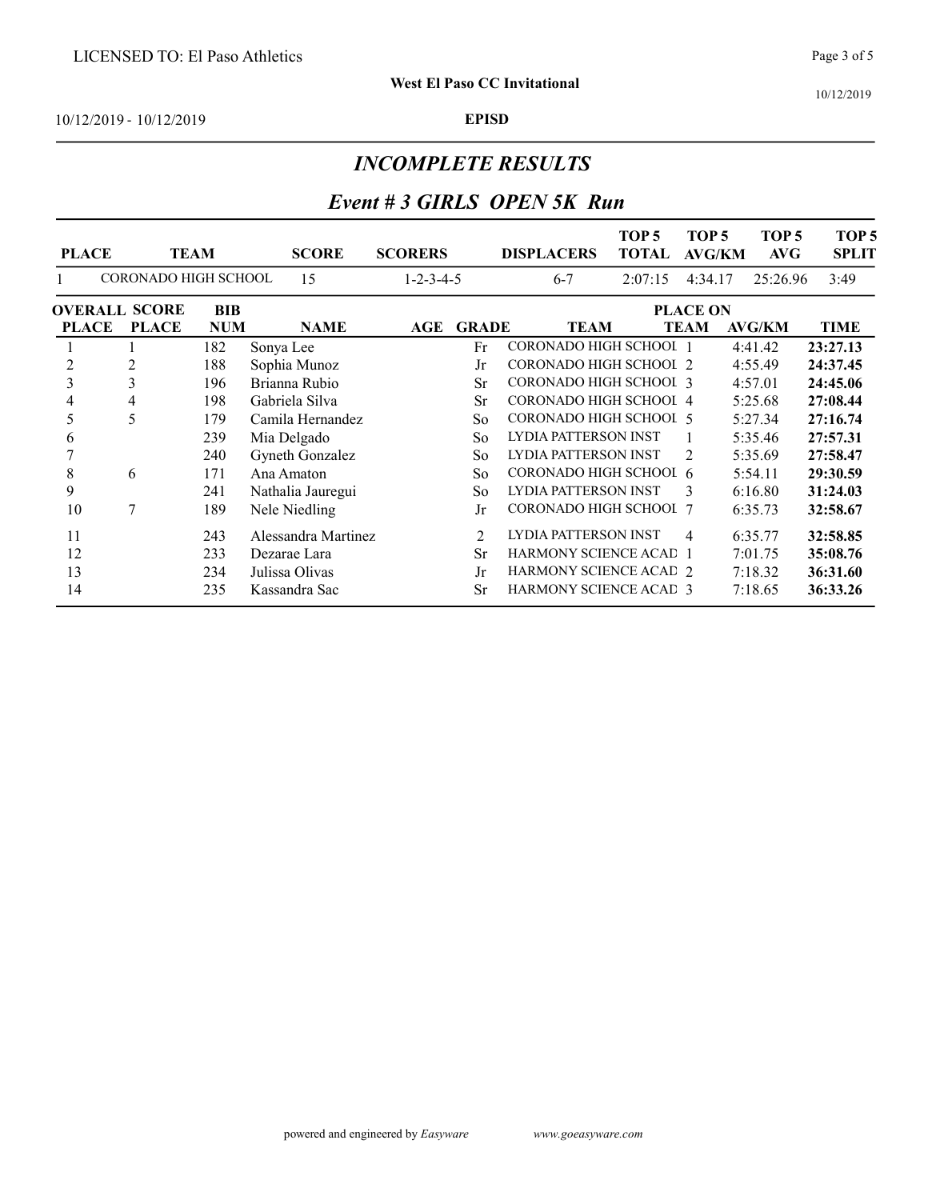LICENSED TO: El Paso Athletics

**West El Paso CC Invitational**

10/12/2019 - 10/12/2019

**EPISD**

## *INCOMPLETE RESULTS*

## *Event # 3 GIRLS OPEN 5K Run*

| PLACE | TEAM | SCORE | SCORERS | DISPLACERS | TOP 5 TOTAL | TOP 5 AVG/KM | TOP 5 AVG | TOP 5 SPLIT |
|---|---|---|---|---|---|---|---|---|
| 1 | CORONADO HIGH SCHOOL | 15 | 1-2-3-4-5 | 6-7 | 2:07:15 | 4:34.17 | 25:26.96 | 3:49 |

| OVERALL PLACE | SCORE PLACE | BIB NUM | NAME | AGE | GRADE | TEAM | PLACE ON TEAM | AVG/KM | TIME |
|---|---|---|---|---|---|---|---|---|---|
| 1 | 1 | 182 | Sonya Lee | | Fr | CORONADO HIGH SCHOOL | 1 | 4:41.42 | **23:27.13** |
| 2 | 2 | 188 | Sophia Munoz | | Jr | CORONADO HIGH SCHOOL | 2 | 4:55.49 | **24:37.45** |
| 3 | 3 | 196 | Brianna Rubio | | Sr | CORONADO HIGH SCHOOL | 3 | 4:57.01 | **24:45.06** |
| 4 | 4 | 198 | Gabriela Silva | | Sr | CORONADO HIGH SCHOOL | 4 | 5:25.68 | **27:08.44** |
| 5 | 5 | 179 | Camila Hernandez | | So | CORONADO HIGH SCHOOL | 5 | 5:27.34 | **27:16.74** |
| 6 | | 239 | Mia Delgado | | So | LYDIA PATTERSON INST | 1 | 5:35.46 | **27:57.31** |
| 7 | | 240 | Gyneth Gonzalez | | So | LYDIA PATTERSON INST | 2 | 5:35.69 | **27:58.47** |
| 8 | 6 | 171 | Ana Amaton | | So | CORONADO HIGH SCHOOL | 6 | 5:54.11 | **29:30.59** |
| 9 | | 241 | Nathalia Jauregui | | So | LYDIA PATTERSON INST | 3 | 6:16.80 | **31:24.03** |
| 10 | 7 | 189 | Nele Niedling | | Jr | CORONADO HIGH SCHOOL | 7 | 6:35.73 | **32:58.67** |
| 11 | | 243 | Alessandra Martinez | | 2 | LYDIA PATTERSON INST | 4 | 6:35.77 | **32:58.85** |
| 12 | | 233 | Dezarae Lara | | Sr | HARMONY SCIENCE ACAD | 1 | 7:01.75 | **35:08.76** |
| 13 | | 234 | Julissa Olivas | | Jr | HARMONY SCIENCE ACAD | 2 | 7:18.32 | **36:31.60** |
| 14 | | 235 | Kassandra Sac | | Sr | HARMONY SCIENCE ACAD | 3 | 7:18.65 | **36:33.26** |

powered and engineered by *Easyware* www.goeasyware.com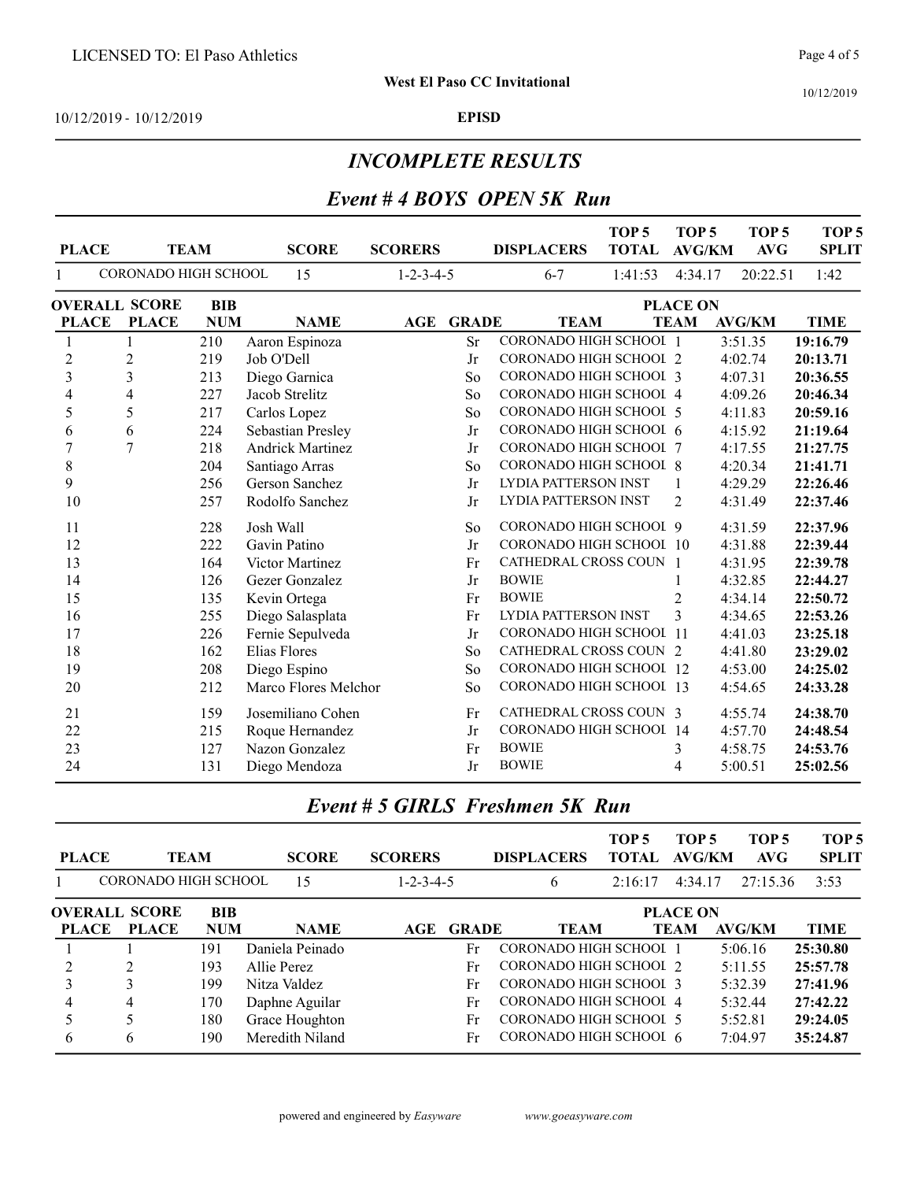## INCOMPLETE RESULTS

## Event # 4 BOYS OPEN 5K Run

| PLACE | TEAM | SCORE | SCORERS | DISPLACERS | TOP 5 TOTAL | TOP 5 AVG/KM | TOP 5 AVG | TOP 5 SPLIT |
|---|---|---|---|---|---|---|---|---|
| 1 | CORONADO HIGH SCHOOL | 15 | 1-2-3-4-5 | 6-7 | 1:41:53 | 4:34.17 | 20:22.51 | 1:42 |

| OVERALL PLACE | SCORE PLACE | BIB NUM | NAME | AGE | GRADE | TEAM | PLACE ON TEAM | AVG/KM | TIME |
|---|---|---|---|---|---|---|---|---|---|
| 1 | 1 | 210 | Aaron Espinoza | | Sr | CORONADO HIGH SCHOOL | 1 | 3:51.35 | **19:16.79** |
| 2 | 2 | 219 | Job O'Dell | | Jr | CORONADO HIGH SCHOOL | 2 | 4:02.74 | **20:13.71** |
| 3 | 3 | 213 | Diego Garnica | | So | CORONADO HIGH SCHOOL | 3 | 4:07.31 | **20:36.55** |
| 4 | 4 | 227 | Jacob Strelitz | | So | CORONADO HIGH SCHOOL | 4 | 4:09.26 | **20:46.34** |
| 5 | 5 | 217 | Carlos Lopez | | So | CORONADO HIGH SCHOOL | 5 | 4:11.83 | **20:59.16** |
| 6 | 6 | 224 | Sebastian Presley | | Jr | CORONADO HIGH SCHOOL | 6 | 4:15.92 | **21:19.64** |
| 7 | 7 | 218 | Andrick Martinez | | Jr | CORONADO HIGH SCHOOL | 7 | 4:17.55 | **21:27.75** |
| 8 | | 204 | Santiago Arras | | So | CORONADO HIGH SCHOOL | 8 | 4:20.34 | **21:41.71** |
| 9 | | 256 | Gerson Sanchez | | Jr | LYDIA PATTERSON INST | 1 | 4:29.29 | **22:26.46** |
| 10 | | 257 | Rodolfo Sanchez | | Jr | LYDIA PATTERSON INST | 2 | 4:31.49 | **22:37.46** |
| 11 | | 228 | Josh Wall | | So | CORONADO HIGH SCHOOL | 9 | 4:31.59 | **22:37.96** |
| 12 | | 222 | Gavin Patino | | Jr | CORONADO HIGH SCHOOL | 10 | 4:31.88 | **22:39.44** |
| 13 | | 164 | Victor Martinez | | Fr | CATHEDRAL CROSS COUN | 1 | 4:31.95 | **22:39.78** |
| 14 | | 126 | Gezer Gonzalez | | Jr | BOWIE | 1 | 4:32.85 | **22:44.27** |
| 15 | | 135 | Kevin Ortega | | Fr | BOWIE | 2 | 4:34.14 | **22:50.72** |
| 16 | | 255 | Diego Salasplata | | Fr | LYDIA PATTERSON INST | 3 | 4:34.65 | **22:53.26** |
| 17 | | 226 | Fernie Sepulveda | | Jr | CORONADO HIGH SCHOOL | 11 | 4:41.03 | **23:25.18** |
| 18 | | 162 | Elias Flores | | So | CATHEDRAL CROSS COUN | 2 | 4:41.80 | **23:29.02** |
| 19 | | 208 | Diego Espino | | So | CORONADO HIGH SCHOOL | 12 | 4:53.00 | **24:25.02** |
| 20 | | 212 | Marco Flores Melchor | | So | CORONADO HIGH SCHOOL | 13 | 4:54.65 | **24:33.28** |
| 21 | | 159 | Josemiliano Cohen | | Fr | CATHEDRAL CROSS COUN | 3 | 4:55.74 | **24:38.70** |
| 22 | | 215 | Roque Hernandez | | Jr | CORONADO HIGH SCHOOL | 14 | 4:57.70 | **24:48.54** |
| 23 | | 127 | Nazon Gonzalez | | Fr | BOWIE | 3 | 4:58.75 | **24:53.76** |
| 24 | | 131 | Diego Mendoza | | Jr | BOWIE | 4 | 5:00.51 | **25:02.56** |

## Event # 5 GIRLS Freshmen 5K Run

| PLACE | TEAM | SCORE | SCORERS | DISPLACERS | TOP 5 TOTAL | TOP 5 AVG/KM | TOP 5 AVG | TOP 5 SPLIT |
|---|---|---|---|---|---|---|---|---|
| 1 | CORONADO HIGH SCHOOL | 15 | 1-2-3-4-5 | 6 | 2:16:17 | 4:34.17 | 27:15.36 | 3:53 |

| OVERALL PLACE | SCORE PLACE | BIB NUM | NAME | AGE | GRADE | TEAM | PLACE ON TEAM | AVG/KM | TIME |
|---|---|---|---|---|---|---|---|---|---|
| 1 | 1 | 191 | Daniela Peinado | | Fr | CORONADO HIGH SCHOOL | 1 | 5:06.16 | **25:30.80** |
| 2 | 2 | 193 | Allie Perez | | Fr | CORONADO HIGH SCHOOL | 2 | 5:11.55 | **25:57.78** |
| 3 | 3 | 199 | Nitza Valdez | | Fr | CORONADO HIGH SCHOOL | 3 | 5:32.39 | **27:41.96** |
| 4 | 4 | 170 | Daphne Aguilar | | Fr | CORONADO HIGH SCHOOL | 4 | 5:32.44 | **27:42.22** |
| 5 | 5 | 180 | Grace Houghton | | Fr | CORONADO HIGH SCHOOL | 5 | 5:52.81 | **29:24.05** |
| 6 | 6 | 190 | Meredith Niland | | Fr | CORONADO HIGH SCHOOL | 6 | 7:04.97 | **35:24.87** |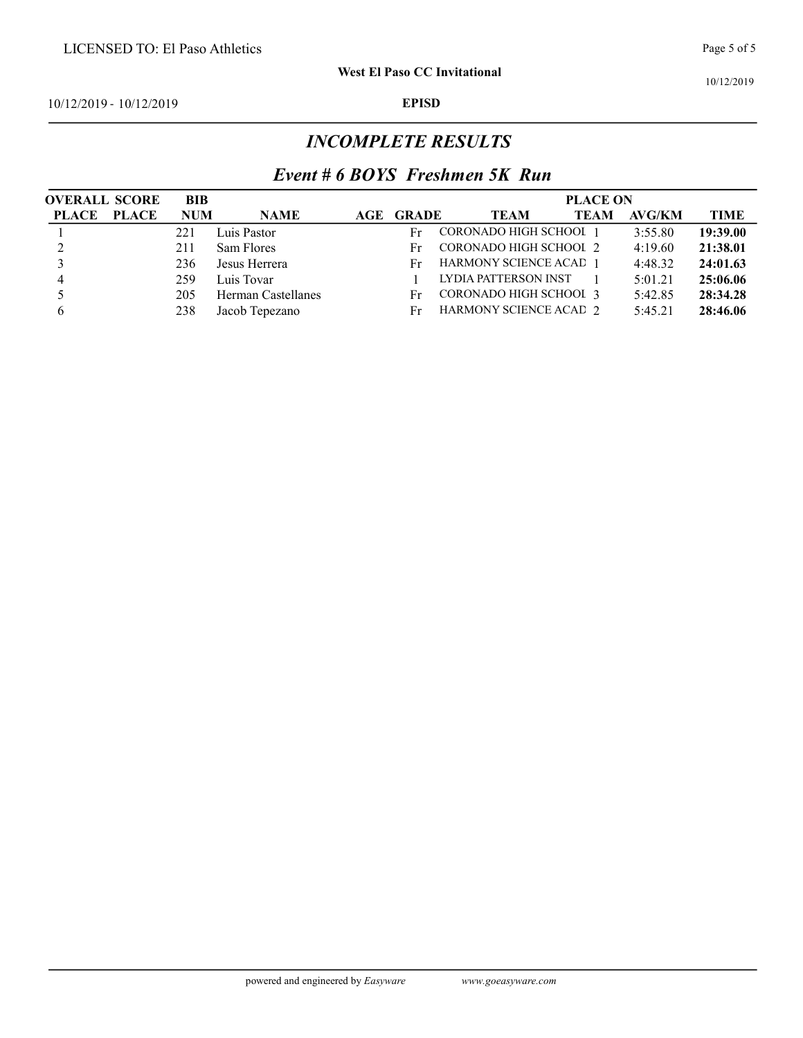LICENSED TO: El Paso Athletics

**West El Paso CC Invitational**

10/12/2019

10/12/2019 - 10/12/2019

**EPISD**

## *INCOMPLETE RESULTS*

## *Event # 6 BOYS Freshmen 5K Run*

| OVERALL PLACE | SCORE PLACE | BIB NUM | NAME | AGE | GRADE | TEAM | PLACE ON TEAM | AVG/KM | TIME |
|---|---|---|---|---|---|---|---|---|---|
| 1 | | 221 | Luis Pastor | | Fr | CORONADO HIGH SCHOOL | 1 | 3:55.80 | **19:39.00** |
| 2 | | 211 | Sam Flores | | Fr | CORONADO HIGH SCHOOL | 2 | 4:19.60 | **21:38.01** |
| 3 | | 236 | Jesus Herrera | | Fr | HARMONY SCIENCE ACAD | 1 | 4:48.32 | **24:01.63** |
| 4 | | 259 | Luis Tovar | | 1 | LYDIA PATTERSON INST | 1 | 5:01.21 | **25:06.06** |
| 5 | | 205 | Herman Castellanes | | Fr | CORONADO HIGH SCHOOL | 3 | 5:42.85 | **28:34.28** |
| 6 | | 238 | Jacob Tepezano | | Fr | HARMONY SCIENCE ACAD | 2 | 5:45.21 | **28:46.06** |

powered and engineered by *Easyware* *www.goeasyware.com*